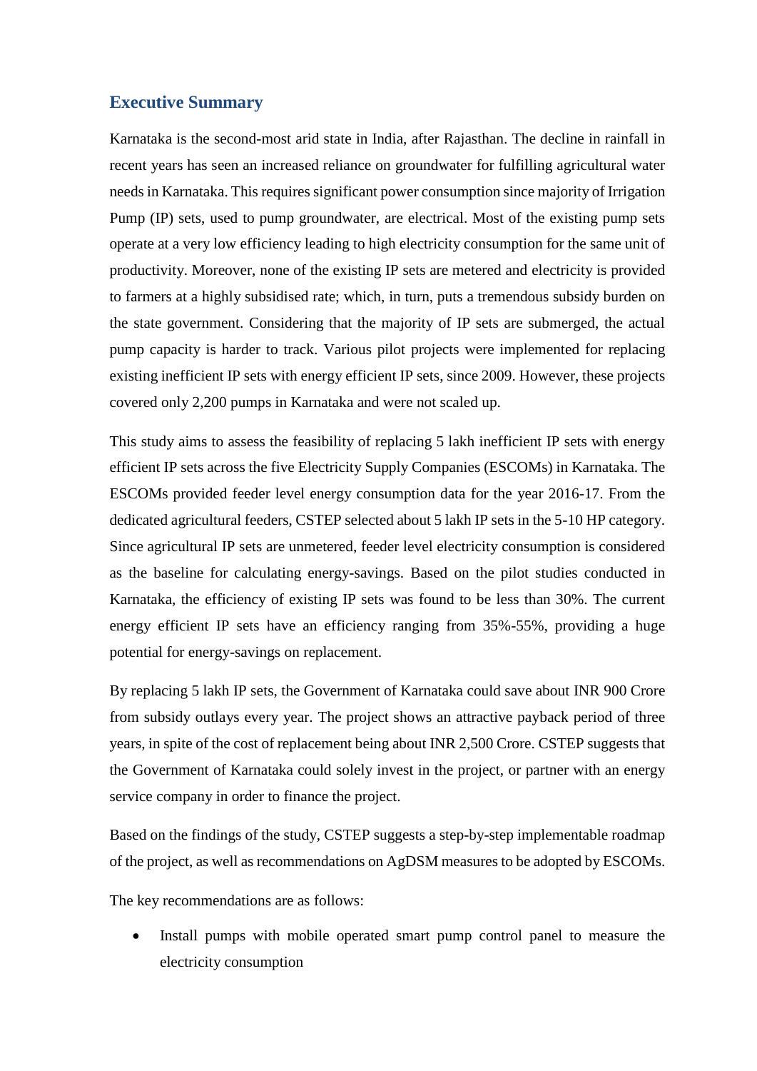## Executive Summary

Karnataka is the second-most arid state in India, after Rajasthan. The decline in rainfall in recent years has seen an increased reliance on groundwater for fulfilling agricultural water needs in Karnataka. This requires significant power consumption since majority of Irrigation Pump (IP) sets, used to pump groundwater, are electrical. Most of the existing pump sets operate at a very low efficiency leading to high electricity consumption for the same unit of productivity. Moreover, none of the existing IP sets are metered and electricity is provided to farmers at a highly subsidised rate; which, in turn, puts a tremendous subsidy burden on the state government. Considering that the majority of IP sets are submerged, the actual pump capacity is harder to track. Various pilot projects were implemented for replacing existing inefficient IP sets with energy efficient IP sets, since 2009. However, these projects covered only 2,200 pumps in Karnataka and were not scaled up.

This study aims to assess the feasibility of replacing 5 lakh inefficient IP sets with energy efficient IP sets across the five Electricity Supply Companies (ESCOMs) in Karnataka. The ESCOMs provided feeder level energy consumption data for the year 2016-17. From the dedicated agricultural feeders, CSTEP selected about 5 lakh IP sets in the 5-10 HP category. Since agricultural IP sets are unmetered, feeder level electricity consumption is considered as the baseline for calculating energy-savings. Based on the pilot studies conducted in Karnataka, the efficiency of existing IP sets was found to be less than 30%. The current energy efficient IP sets have an efficiency ranging from 35%-55%, providing a huge potential for energy-savings on replacement.

By replacing 5 lakh IP sets, the Government of Karnataka could save about INR 900 Crore from subsidy outlays every year. The project shows an attractive payback period of three years, in spite of the cost of replacement being about INR 2,500 Crore. CSTEP suggests that the Government of Karnataka could solely invest in the project, or partner with an energy service company in order to finance the project.

Based on the findings of the study, CSTEP suggests a step-by-step implementable roadmap of the project, as well as recommendations on AgDSM measures to be adopted by ESCOMs.

The key recommendations are as follows:

- Install pumps with mobile operated smart pump control panel to measure the electricity consumption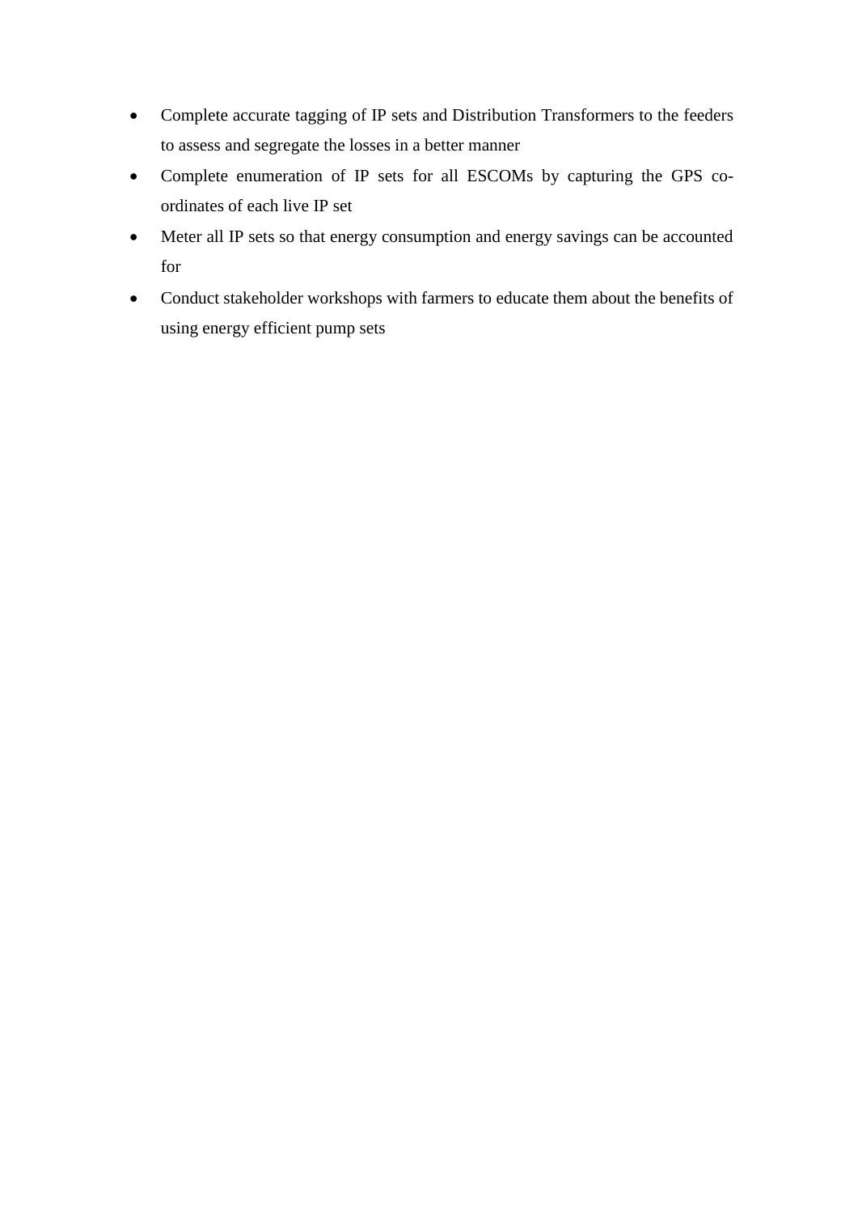- Complete accurate tagging of IP sets and Distribution Transformers to the feeders to assess and segregate the losses in a better manner
- Complete enumeration of IP sets for all ESCOMs by capturing the GPS co-ordinates of each live IP set
- Meter all IP sets so that energy consumption and energy savings can be accounted for
- Conduct stakeholder workshops with farmers to educate them about the benefits of using energy efficient pump sets